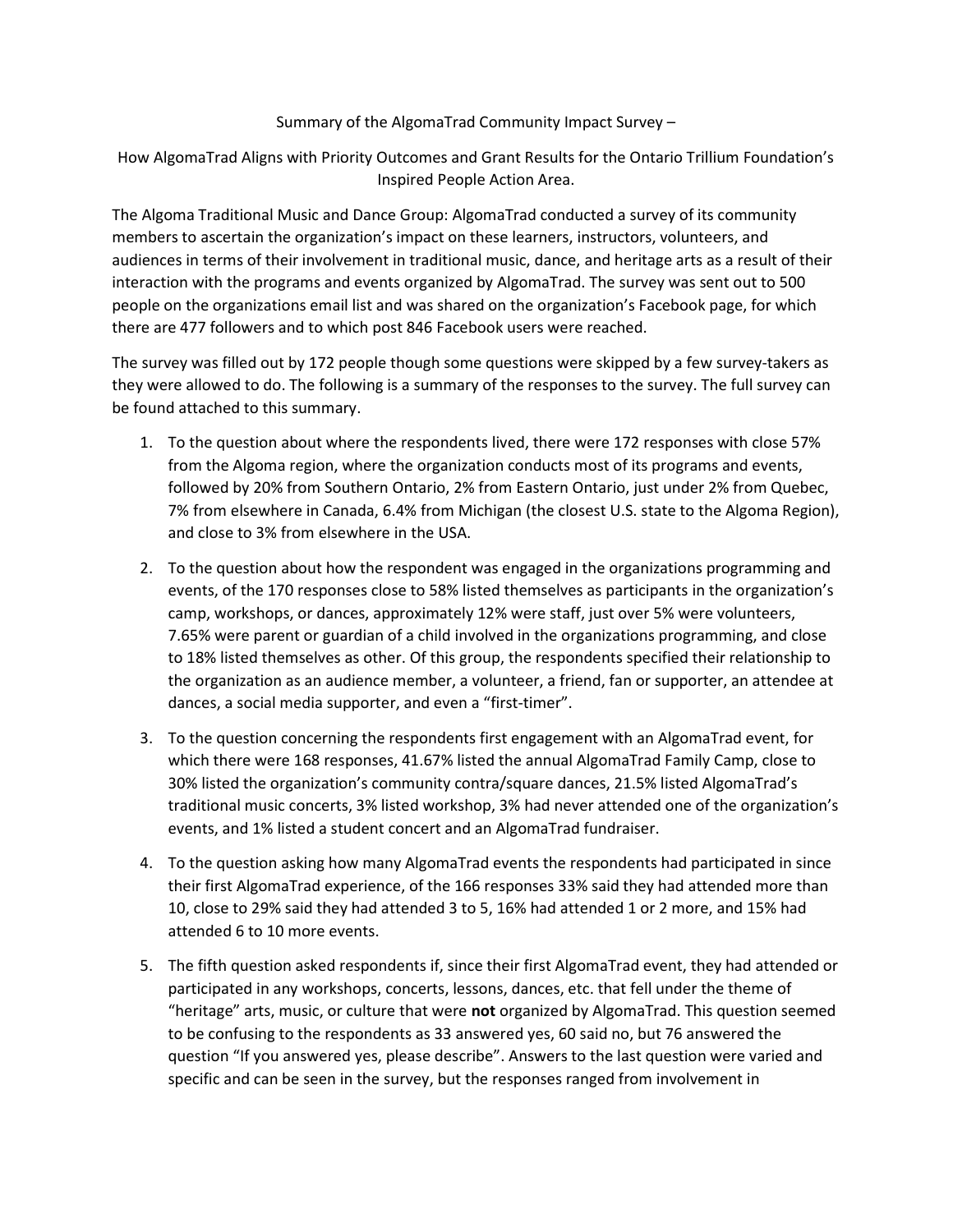Summary of the AlgomaTrad Community Impact Survey –

How AlgomaTrad Aligns with Priority Outcomes and Grant Results for the Ontario Trillium Foundation's Inspired People Action Area.

The Algoma Traditional Music and Dance Group: AlgomaTrad conducted a survey of its community members to ascertain the organization's impact on these learners, instructors, volunteers, and audiences in terms of their involvement in traditional music, dance, and heritage arts as a result of their interaction with the programs and events organized by AlgomaTrad. The survey was sent out to 500 people on the organizations email list and was shared on the organization's Facebook page, for which there are 477 followers and to which post 846 Facebook users were reached.

The survey was filled out by 172 people though some questions were skipped by a few survey-takers as they were allowed to do. The following is a summary of the responses to the survey. The full survey can be found attached to this summary.

1. To the question about where the respondents lived, there were 172 responses with close 57% from the Algoma region, where the organization conducts most of its programs and events, followed by 20% from Southern Ontario, 2% from Eastern Ontario, just under 2% from Quebec, 7% from elsewhere in Canada, 6.4% from Michigan (the closest U.S. state to the Algoma Region), and close to 3% from elsewhere in the USA.

2. To the question about how the respondent was engaged in the organizations programming and events, of the 170 responses close to 58% listed themselves as participants in the organization's camp, workshops, or dances, approximately 12% were staff, just over 5% were volunteers, 7.65% were parent or guardian of a child involved in the organizations programming, and close to 18% listed themselves as other. Of this group, the respondents specified their relationship to the organization as an audience member, a volunteer, a friend, fan or supporter, an attendee at dances, a social media supporter, and even a "first-timer".

3. To the question concerning the respondents first engagement with an AlgomaTrad event, for which there were 168 responses, 41.67% listed the annual AlgomaTrad Family Camp, close to 30% listed the organization's community contra/square dances, 21.5% listed AlgomaTrad's traditional music concerts, 3% listed workshop, 3% had never attended one of the organization's events, and 1% listed a student concert and an AlgomaTrad fundraiser.

4. To the question asking how many AlgomaTrad events the respondents had participated in since their first AlgomaTrad experience, of the 166 responses 33% said they had attended more than 10, close to 29% said they had attended 3 to 5, 16% had attended 1 or 2 more, and 15% had attended 6 to 10 more events.

5. The fifth question asked respondents if, since their first AlgomaTrad event, they had attended or participated in any workshops, concerts, lessons, dances, etc. that fell under the theme of "heritage" arts, music, or culture that were **not** organized by AlgomaTrad. This question seemed to be confusing to the respondents as 33 answered yes, 60 said no, but 76 answered the question "If you answered yes, please describe". Answers to the last question were varied and specific and can be seen in the survey, but the responses ranged from involvement in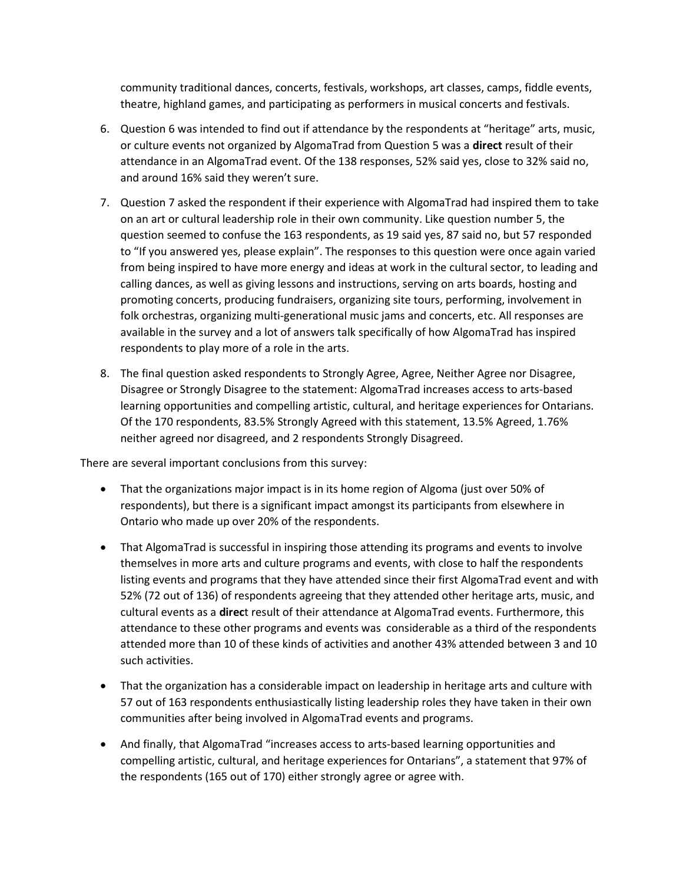community traditional dances, concerts, festivals, workshops, art classes, camps, fiddle events, theatre, highland games, and participating as performers in musical concerts and festivals.

6. Question 6 was intended to find out if attendance by the respondents at "heritage" arts, music, or culture events not organized by AlgomaTrad from Question 5 was a **direct** result of their attendance in an AlgomaTrad event. Of the 138 responses, 52% said yes, close to 32% said no, and around 16% said they weren't sure.

7. Question 7 asked the respondent if their experience with AlgomaTrad had inspired them to take on an art or cultural leadership role in their own community. Like question number 5, the question seemed to confuse the 163 respondents, as 19 said yes, 87 said no, but 57 responded to "If you answered yes, please explain". The responses to this question were once again varied from being inspired to have more energy and ideas at work in the cultural sector, to leading and calling dances, as well as giving lessons and instructions, serving on arts boards, hosting and promoting concerts, producing fundraisers, organizing site tours, performing, involvement in folk orchestras, organizing multi-generational music jams and concerts, etc. All responses are available in the survey and a lot of answers talk specifically of how AlgomaTrad has inspired respondents to play more of a role in the arts.

8. The final question asked respondents to Strongly Agree, Agree, Neither Agree nor Disagree, Disagree or Strongly Disagree to the statement: AlgomaTrad increases access to arts-based learning opportunities and compelling artistic, cultural, and heritage experiences for Ontarians. Of the 170 respondents, 83.5% Strongly Agreed with this statement, 13.5% Agreed, 1.76% neither agreed nor disagreed, and 2 respondents Strongly Disagreed.

There are several important conclusions from this survey:

- That the organizations major impact is in its home region of Algoma (just over 50% of respondents), but there is a significant impact amongst its participants from elsewhere in Ontario who made up over 20% of the respondents.

- That AlgomaTrad is successful in inspiring those attending its programs and events to involve themselves in more arts and culture programs and events, with close to half the respondents listing events and programs that they have attended since their first AlgomaTrad event and with 52% (72 out of 136) of respondents agreeing that they attended other heritage arts, music, and cultural events as a **direc**t result of their attendance at AlgomaTrad events. Furthermore, this attendance to these other programs and events was considerable as a third of the respondents attended more than 10 of these kinds of activities and another 43% attended between 3 and 10 such activities.

- That the organization has a considerable impact on leadership in heritage arts and culture with 57 out of 163 respondents enthusiastically listing leadership roles they have taken in their own communities after being involved in AlgomaTrad events and programs.

- And finally, that AlgomaTrad "increases access to arts-based learning opportunities and compelling artistic, cultural, and heritage experiences for Ontarians", a statement that 97% of the respondents (165 out of 170) either strongly agree or agree with.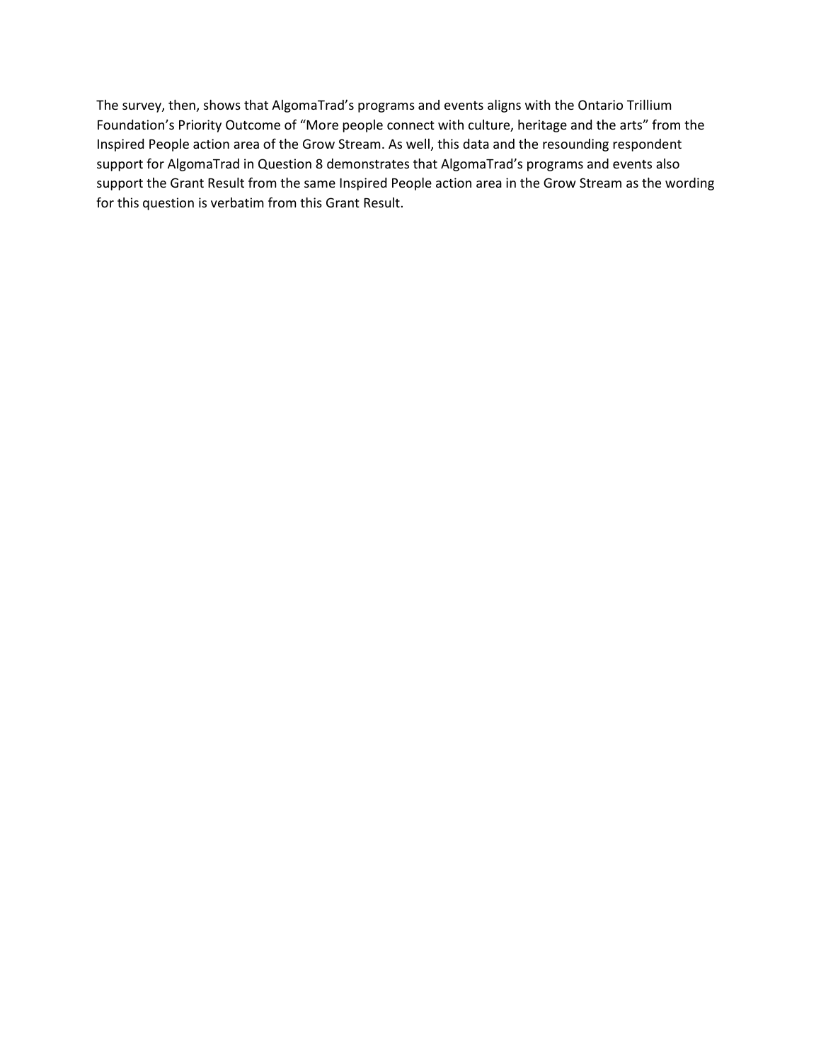The survey, then, shows that AlgomaTrad's programs and events aligns with the Ontario Trillium Foundation's Priority Outcome of "More people connect with culture, heritage and the arts" from the Inspired People action area of the Grow Stream. As well, this data and the resounding respondent support for AlgomaTrad in Question 8 demonstrates that AlgomaTrad's programs and events also support the Grant Result from the same Inspired People action area in the Grow Stream as the wording for this question is verbatim from this Grant Result.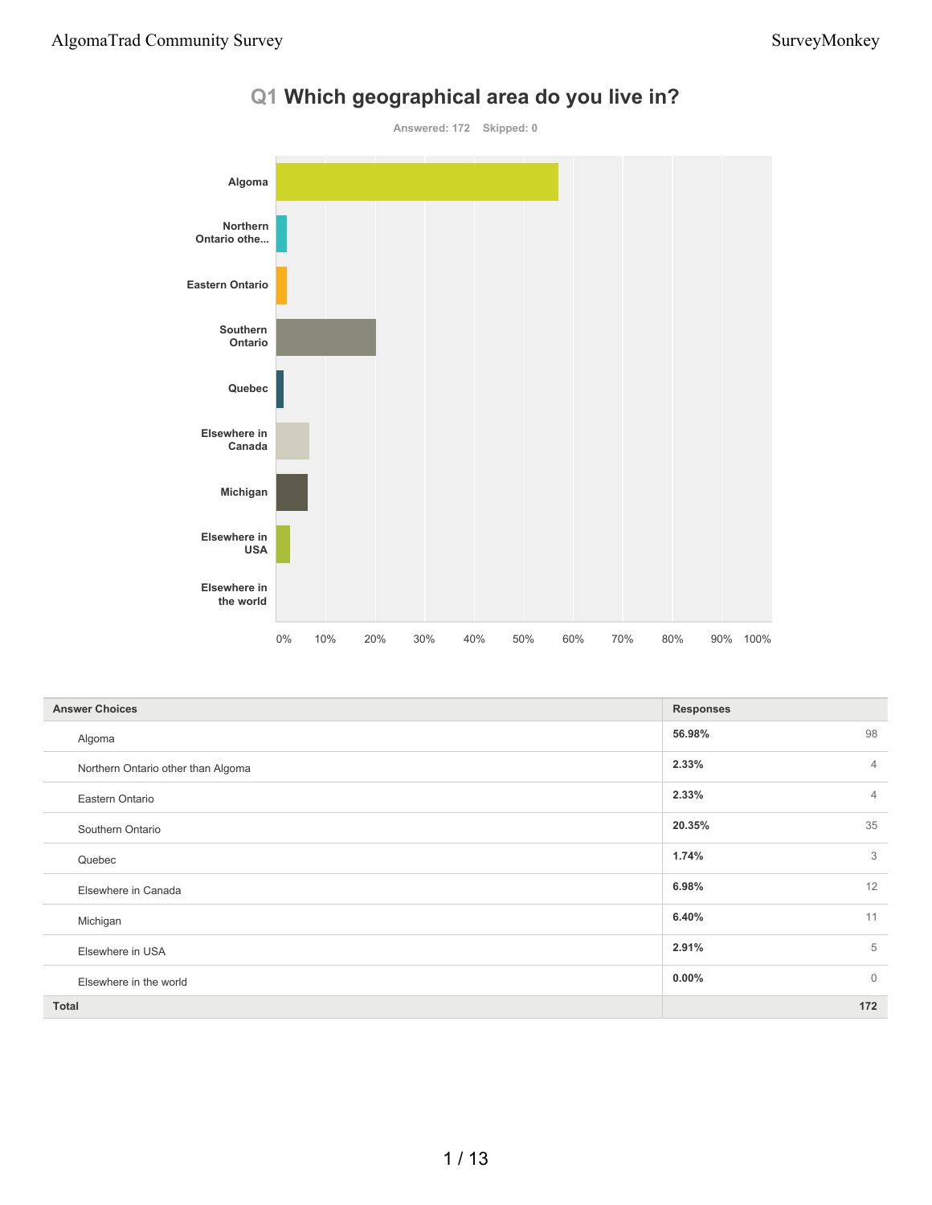## Q1 Which geographical area do you live in?

Answered: 172 Skipped: 0

| Answer Choices | Responses | |
|---|---|---|
| Algoma | 56.98% | 98 |
| Northern Ontario other than Algoma | 2.33% | 4 |
| Eastern Ontario | 2.33% | 4 |
| Southern Ontario | 20.35% | 35 |
| Quebec | 1.74% | 3 |
| Elsewhere in Canada | 6.98% | 12 |
| Michigan | 6.40% | 11 |
| Elsewhere in USA | 2.91% | 5 |
| Elsewhere in the world | 0.00% | 0 |
| **Total** | | **172** |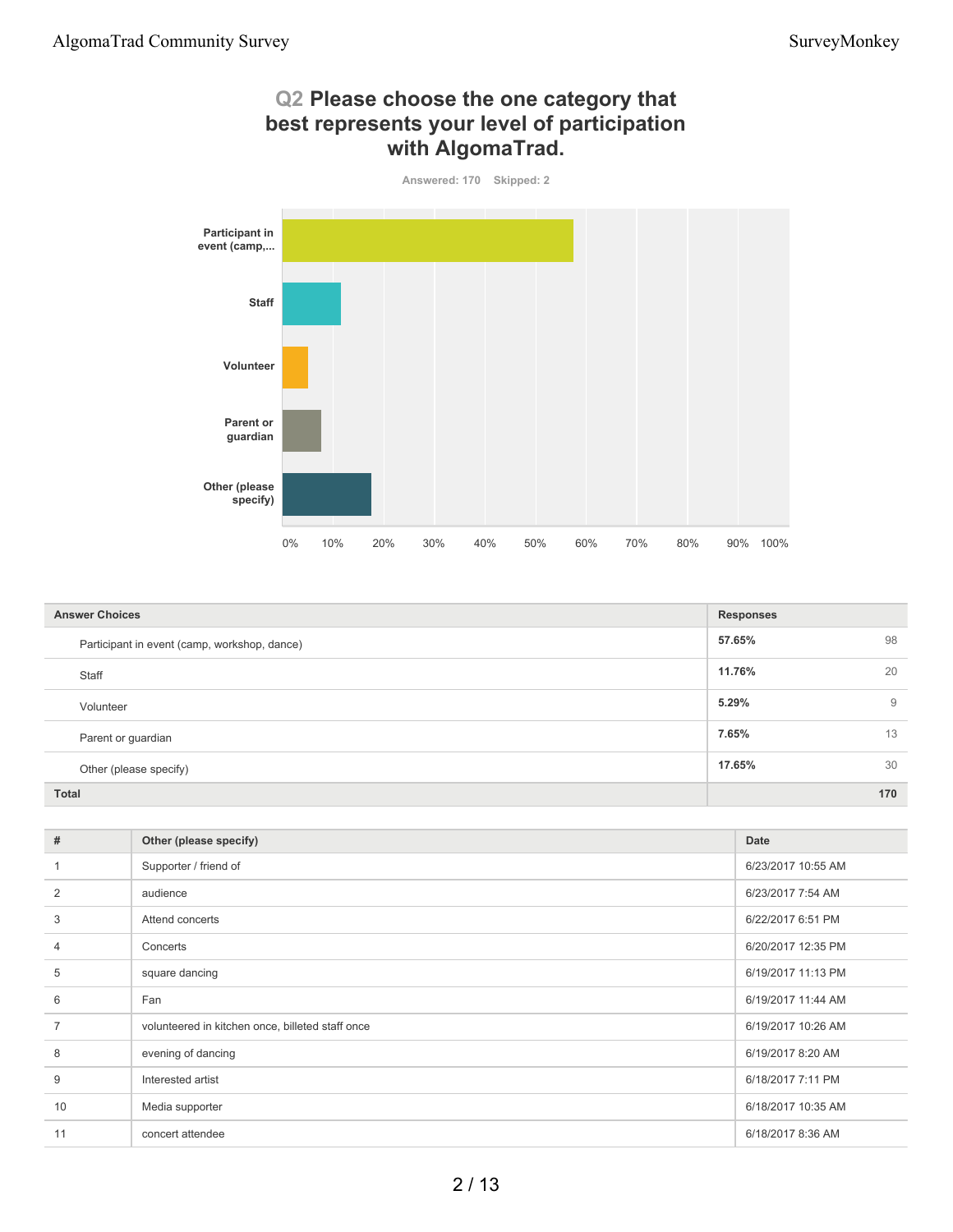## Q2 Please choose the one category that best represents your level of participation with AlgomaTrad.

Answered: 170 Skipped: 2

| Answer Choices | Responses | |
|---|---|---|
| Participant in event (camp, workshop, dance) | 57.65% | 98 |
| Staff | 11.76% | 20 |
| Volunteer | 5.29% | 9 |
| Parent or guardian | 7.65% | 13 |
| Other (please specify) | 17.65% | 30 |
| **Total** | | **170** |

| # | Other (please specify) | Date |
|---|---|---|
| 1 | Supporter / friend of | 6/23/2017 10:55 AM |
| 2 | audience | 6/23/2017 7:54 AM |
| 3 | Attend concerts | 6/22/2017 6:51 PM |
| 4 | Concerts | 6/20/2017 12:35 PM |
| 5 | square dancing | 6/19/2017 11:13 PM |
| 6 | Fan | 6/19/2017 11:44 AM |
| 7 | volunteered in kitchen once, billeted staff once | 6/19/2017 10:26 AM |
| 8 | evening of dancing | 6/19/2017 8:20 AM |
| 9 | Interested artist | 6/18/2017 7:11 PM |
| 10 | Media supporter | 6/18/2017 10:35 AM |
| 11 | concert attendee | 6/18/2017 8:36 AM |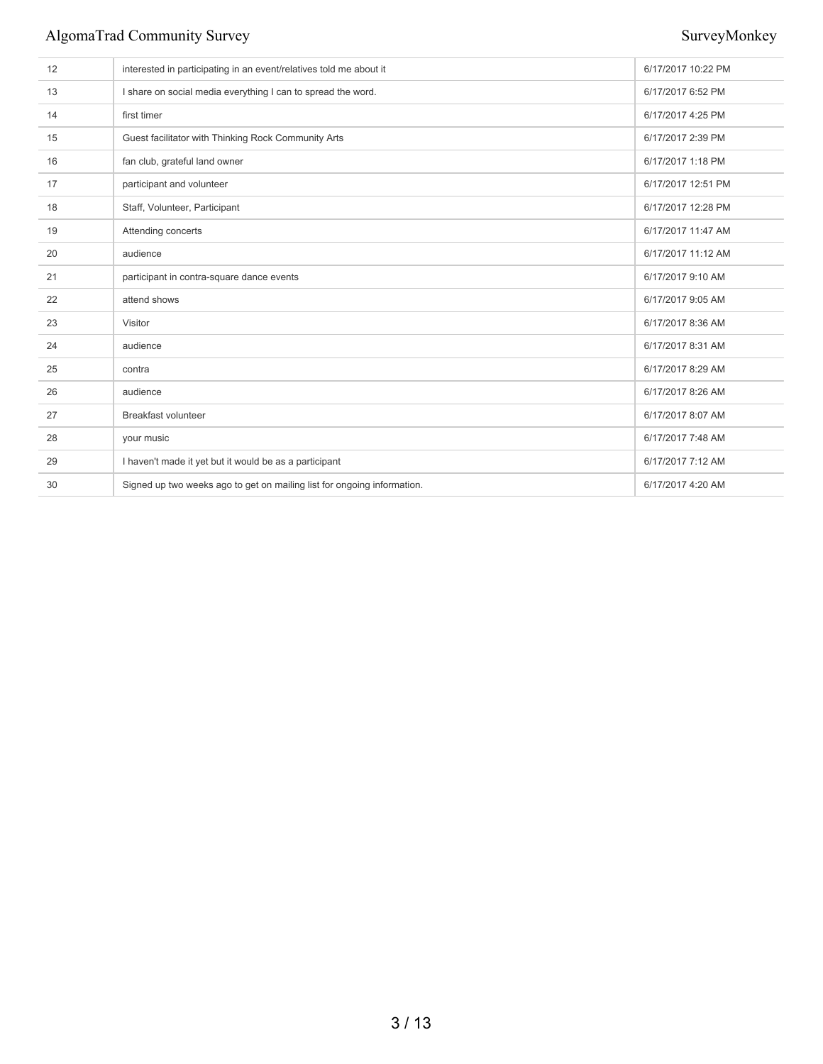| | | |
|---|---|---|
| 12 | interested in participating in an event/relatives told me about it | 6/17/2017 10:22 PM |
| 13 | I share on social media everything I can to spread the word. | 6/17/2017 6:52 PM |
| 14 | first timer | 6/17/2017 4:25 PM |
| 15 | Guest facilitator with Thinking Rock Community Arts | 6/17/2017 2:39 PM |
| 16 | fan club, grateful land owner | 6/17/2017 1:18 PM |
| 17 | participant and volunteer | 6/17/2017 12:51 PM |
| 18 | Staff, Volunteer, Participant | 6/17/2017 12:28 PM |
| 19 | Attending concerts | 6/17/2017 11:47 AM |
| 20 | audience | 6/17/2017 11:12 AM |
| 21 | participant in contra-square dance events | 6/17/2017 9:10 AM |
| 22 | attend shows | 6/17/2017 9:05 AM |
| 23 | Visitor | 6/17/2017 8:36 AM |
| 24 | audience | 6/17/2017 8:31 AM |
| 25 | contra | 6/17/2017 8:29 AM |
| 26 | audience | 6/17/2017 8:26 AM |
| 27 | Breakfast volunteer | 6/17/2017 8:07 AM |
| 28 | your music | 6/17/2017 7:48 AM |
| 29 | I haven't made it yet but it would be as a participant | 6/17/2017 7:12 AM |
| 30 | Signed up two weeks ago to get on mailing list for ongoing information. | 6/17/2017 4:20 AM |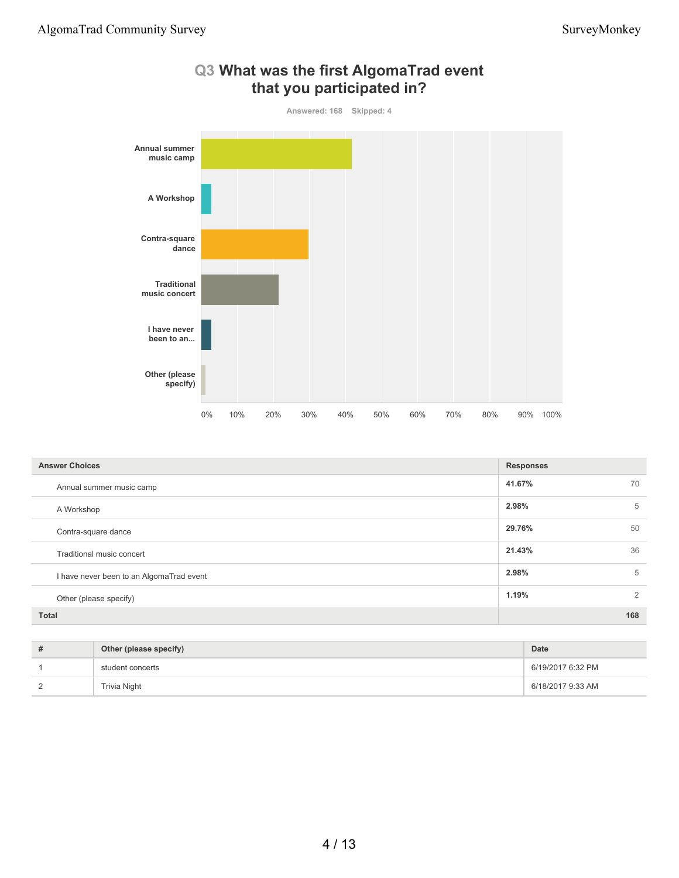## Q3 What was the first AlgomaTrad event that you participated in?

Answered: 168 Skipped: 4

| Answer Choices | Responses | |
|---|---|---|
| Annual summer music camp | **41.67%** | 70 |
| A Workshop | **2.98%** | 5 |
| Contra-square dance | **29.76%** | 50 |
| Traditional music concert | **21.43%** | 36 |
| I have never been to an AlgomaTrad event | **2.98%** | 5 |
| Other (please specify) | **1.19%** | 2 |
| **Total** | | **168** |

| # | Other (please specify) | Date |
|---|---|---|
| 1 | student concerts | 6/19/2017 6:32 PM |
| 2 | Trivia Night | 6/18/2017 9:33 AM |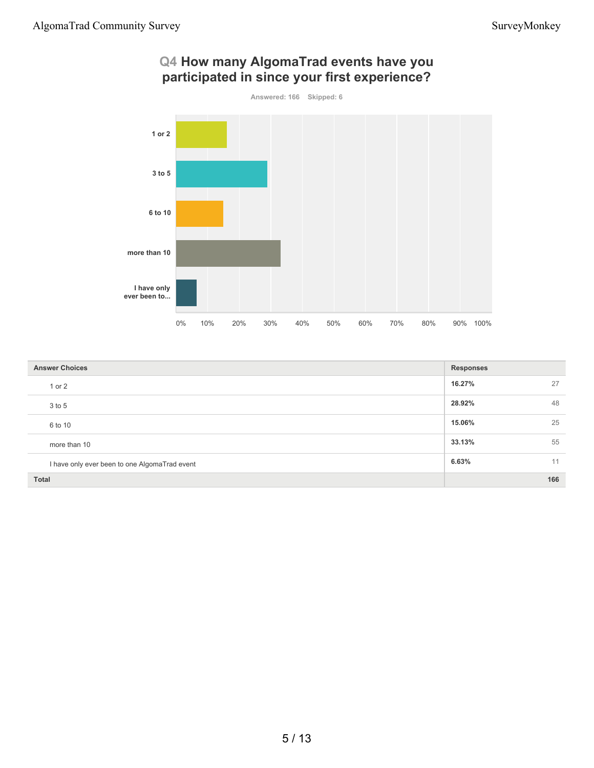## Q4 How many AlgomaTrad events have you participated in since your first experience?

Answered: 166 Skipped: 6

| Answer Choices | Responses | |
|---|---|---|
| 1 or 2 | **16.27%** | 27 |
| 3 to 5 | **28.92%** | 48 |
| 6 to 10 | **15.06%** | 25 |
| more than 10 | **33.13%** | 55 |
| I have only ever been to one AlgomaTrad event | **6.63%** | 11 |
| **Total** | | **166** |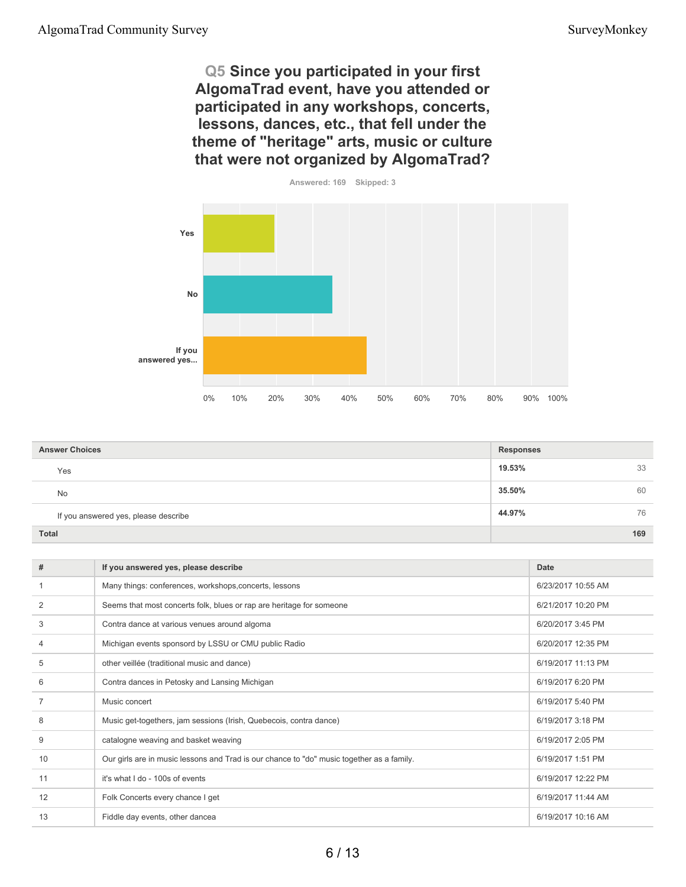## Q5 Since you participated in your first AlgomaTrad event, have you attended or participated in any workshops, concerts, lessons, dances, etc., that fell under the theme of "heritage" arts, music or culture that were not organized by AlgomaTrad?

Answered: 169 Skipped: 3

| Answer Choices | Responses | |
|---|---|---|
| Yes | 19.53% | 33 |
| No | 35.50% | 60 |
| If you answered yes, please describe | 44.97% | 76 |
| **Total** | | **169** |

| # | If you answered yes, please describe | Date |
|---|---|---|
| 1 | Many things: conferences, workshops,concerts, lessons | 6/23/2017 10:55 AM |
| 2 | Seems that most concerts folk, blues or rap are heritage for someone | 6/21/2017 10:20 PM |
| 3 | Contra dance at various venues around algoma | 6/20/2017 3:45 PM |
| 4 | Michigan events sponsored by LSSU or CMU public Radio | 6/20/2017 12:35 PM |
| 5 | other veillée (traditional music and dance) | 6/19/2017 11:13 PM |
| 6 | Contra dances in Petosky and Lansing Michigan | 6/19/2017 6:20 PM |
| 7 | Music concert | 6/19/2017 5:40 PM |
| 8 | Music get-togethers, jam sessions (Irish, Quebecois, contra dance) | 6/19/2017 3:18 PM |
| 9 | catalogne weaving and basket weaving | 6/19/2017 2:05 PM |
| 10 | Our girls are in music lessons and Trad is our chance to "do" music together as a family. | 6/19/2017 1:51 PM |
| 11 | it's what I do - 100s of events | 6/19/2017 12:22 PM |
| 12 | Folk Concerts every chance I get | 6/19/2017 11:44 AM |
| 13 | Fiddle day events, other dancea | 6/19/2017 10:16 AM |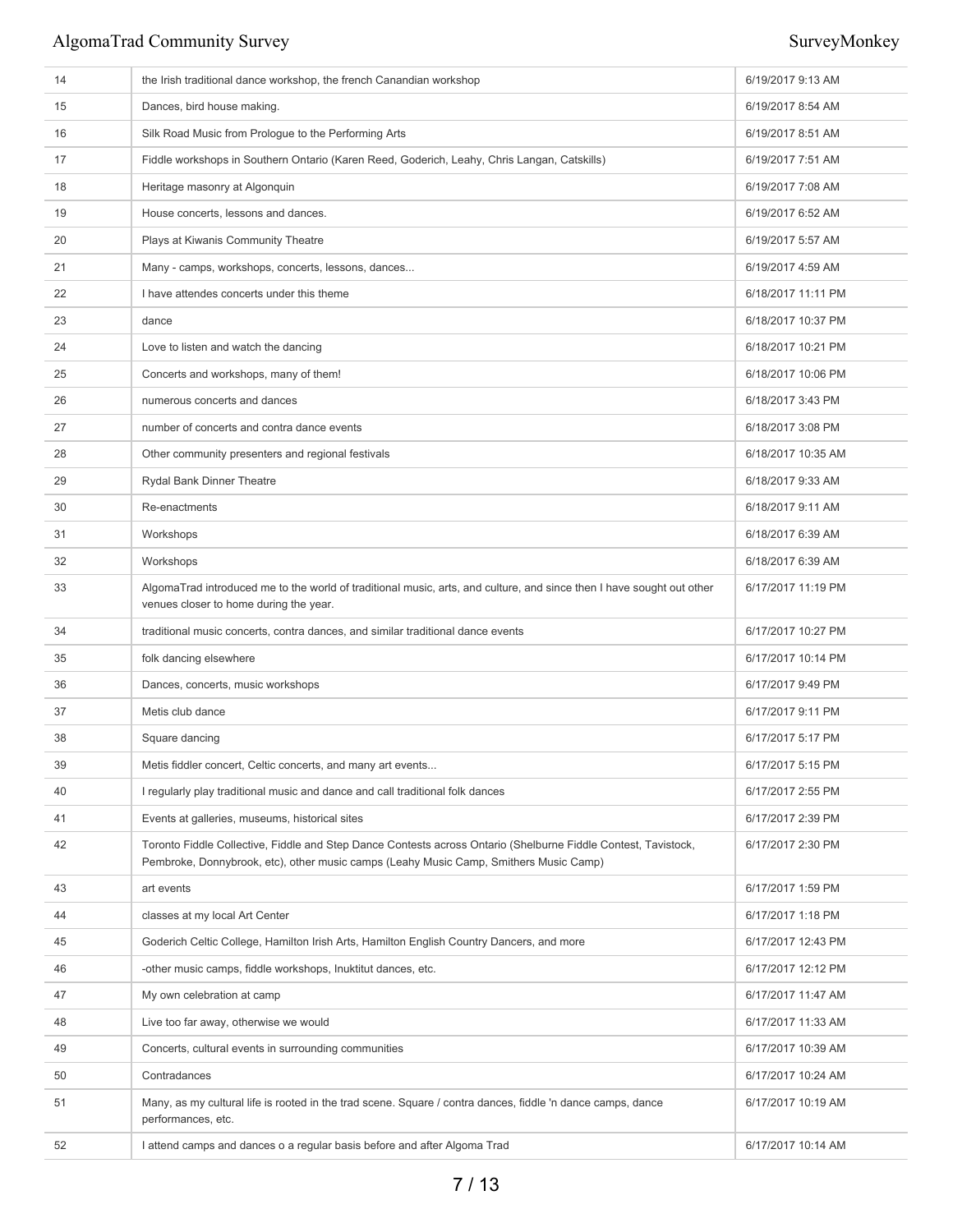| | | |
|---|---|---|
| 14 | the Irish traditional dance workshop, the french Canandian workshop | 6/19/2017 9:13 AM |
| 15 | Dances, bird house making. | 6/19/2017 8:54 AM |
| 16 | Silk Road Music from Prologue to the Performing Arts | 6/19/2017 8:51 AM |
| 17 | Fiddle workshops in Southern Ontario (Karen Reed, Goderich, Leahy, Chris Langan, Catskills) | 6/19/2017 7:51 AM |
| 18 | Heritage masonry at Algonquin | 6/19/2017 7:08 AM |
| 19 | House concerts, lessons and dances. | 6/19/2017 6:52 AM |
| 20 | Plays at Kiwanis Community Theatre | 6/19/2017 5:57 AM |
| 21 | Many - camps, workshops, concerts, lessons, dances... | 6/19/2017 4:59 AM |
| 22 | I have attendes concerts under this theme | 6/18/2017 11:11 PM |
| 23 | dance | 6/18/2017 10:37 PM |
| 24 | Love to listen and watch the dancing | 6/18/2017 10:21 PM |
| 25 | Concerts and workshops, many of them! | 6/18/2017 10:06 PM |
| 26 | numerous concerts and dances | 6/18/2017 3:43 PM |
| 27 | number of concerts and contra dance events | 6/18/2017 3:08 PM |
| 28 | Other community presenters and regional festivals | 6/18/2017 10:35 AM |
| 29 | Rydal Bank Dinner Theatre | 6/18/2017 9:33 AM |
| 30 | Re-enactments | 6/18/2017 9:11 AM |
| 31 | Workshops | 6/18/2017 6:39 AM |
| 32 | Workshops | 6/18/2017 6:39 AM |
| 33 | AlgomaTrad introduced me to the world of traditional music, arts, and culture, and since then I have sought out other venues closer to home during the year. | 6/17/2017 11:19 PM |
| 34 | traditional music concerts, contra dances, and similar traditional dance events | 6/17/2017 10:27 PM |
| 35 | folk dancing elsewhere | 6/17/2017 10:14 PM |
| 36 | Dances, concerts, music workshops | 6/17/2017 9:49 PM |
| 37 | Metis club dance | 6/17/2017 9:11 PM |
| 38 | Square dancing | 6/17/2017 5:17 PM |
| 39 | Metis fiddler concert, Celtic concerts, and many art events... | 6/17/2017 5:15 PM |
| 40 | I regularly play traditional music and dance and call traditional folk dances | 6/17/2017 2:55 PM |
| 41 | Events at galleries, museums, historical sites | 6/17/2017 2:39 PM |
| 42 | Toronto Fiddle Collective, Fiddle and Step Dance Contests across Ontario (Shelburne Fiddle Contest, Tavistock, Pembroke, Donnybrook, etc), other music camps (Leahy Music Camp, Smithers Music Camp) | 6/17/2017 2:30 PM |
| 43 | art events | 6/17/2017 1:59 PM |
| 44 | classes at my local Art Center | 6/17/2017 1:18 PM |
| 45 | Goderich Celtic College, Hamilton Irish Arts, Hamilton English Country Dancers, and more | 6/17/2017 12:43 PM |
| 46 | -other music camps, fiddle workshops, Inuktitut dances, etc. | 6/17/2017 12:12 PM |
| 47 | My own celebration at camp | 6/17/2017 11:47 AM |
| 48 | Live too far away, otherwise we would | 6/17/2017 11:33 AM |
| 49 | Concerts, cultural events in surrounding communities | 6/17/2017 10:39 AM |
| 50 | Contradances | 6/17/2017 10:24 AM |
| 51 | Many, as my cultural life is rooted in the trad scene. Square / contra dances, fiddle 'n dance camps, dance performances, etc. | 6/17/2017 10:19 AM |
| 52 | I attend camps and dances o a regular basis before and after Algoma Trad | 6/17/2017 10:14 AM |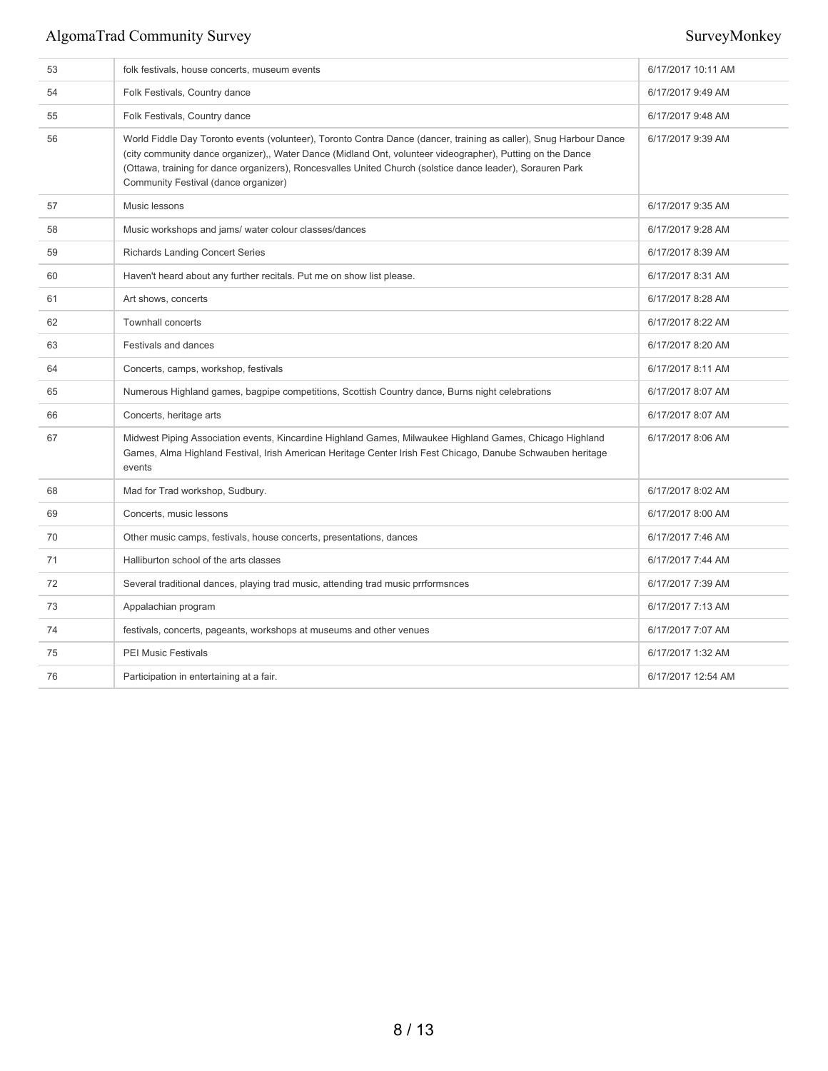| | | |
|---|---|---|
| 53 | folk festivals, house concerts, museum events | 6/17/2017 10:11 AM |
| 54 | Folk Festivals, Country dance | 6/17/2017 9:49 AM |
| 55 | Folk Festivals, Country dance | 6/17/2017 9:48 AM |
| 56 | World Fiddle Day Toronto events (volunteer), Toronto Contra Dance (dancer, training as caller), Snug Harbour Dance (city community dance organizer),, Water Dance (Midland Ont, volunteer videographer), Putting on the Dance (Ottawa, training for dance organizers), Roncesvalles United Church (solstice dance leader), Sorauren Park Community Festival (dance organizer) | 6/17/2017 9:39 AM |
| 57 | Music lessons | 6/17/2017 9:35 AM |
| 58 | Music workshops and jams/ water colour classes/dances | 6/17/2017 9:28 AM |
| 59 | Richards Landing Concert Series | 6/17/2017 8:39 AM |
| 60 | Haven't heard about any further recitals. Put me on show list please. | 6/17/2017 8:31 AM |
| 61 | Art shows, concerts | 6/17/2017 8:28 AM |
| 62 | Townhall concerts | 6/17/2017 8:22 AM |
| 63 | Festivals and dances | 6/17/2017 8:20 AM |
| 64 | Concerts, camps, workshop, festivals | 6/17/2017 8:11 AM |
| 65 | Numerous Highland games, bagpipe competitions, Scottish Country dance, Burns night celebrations | 6/17/2017 8:07 AM |
| 66 | Concerts, heritage arts | 6/17/2017 8:07 AM |
| 67 | Midwest Piping Association events, Kincardine Highland Games, Milwaukee Highland Games, Chicago Highland Games, Alma Highland Festival, Irish American Heritage Center Irish Fest Chicago, Danube Schwauben heritage events | 6/17/2017 8:06 AM |
| 68 | Mad for Trad workshop, Sudbury. | 6/17/2017 8:02 AM |
| 69 | Concerts, music lessons | 6/17/2017 8:00 AM |
| 70 | Other music camps, festivals, house concerts, presentations, dances | 6/17/2017 7:46 AM |
| 71 | Halliburton school of the arts classes | 6/17/2017 7:44 AM |
| 72 | Several traditional dances, playing trad music, attending trad music prrformsnces | 6/17/2017 7:39 AM |
| 73 | Appalachian program | 6/17/2017 7:13 AM |
| 74 | festivals, concerts, pageants, workshops at museums and other venues | 6/17/2017 7:07 AM |
| 75 | PEI Music Festivals | 6/17/2017 1:32 AM |
| 76 | Participation in entertaining at a fair. | 6/17/2017 12:54 AM |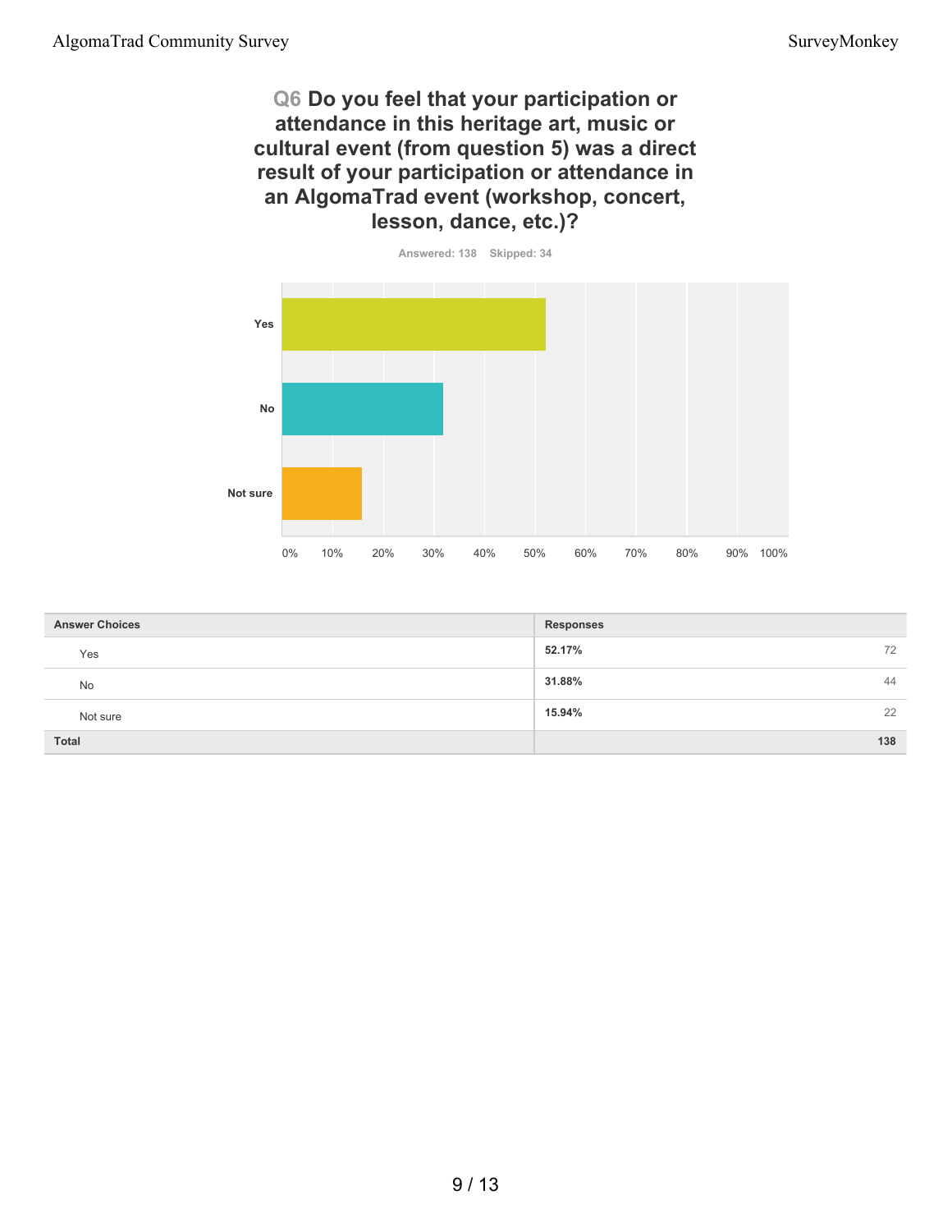## Q6 Do you feel that your participation or attendance in this heritage art, music or cultural event (from question 5) was a direct result of your participation or attendance in an AlgomaTrad event (workshop, concert, lesson, dance, etc.)?

Answered: 138 Skipped: 34

| Answer Choices | Responses | |
|---|---|---|
| Yes | **52.17%** | 72 |
| No | **31.88%** | 44 |
| Not sure | **15.94%** | 22 |
| **Total** | | **138** |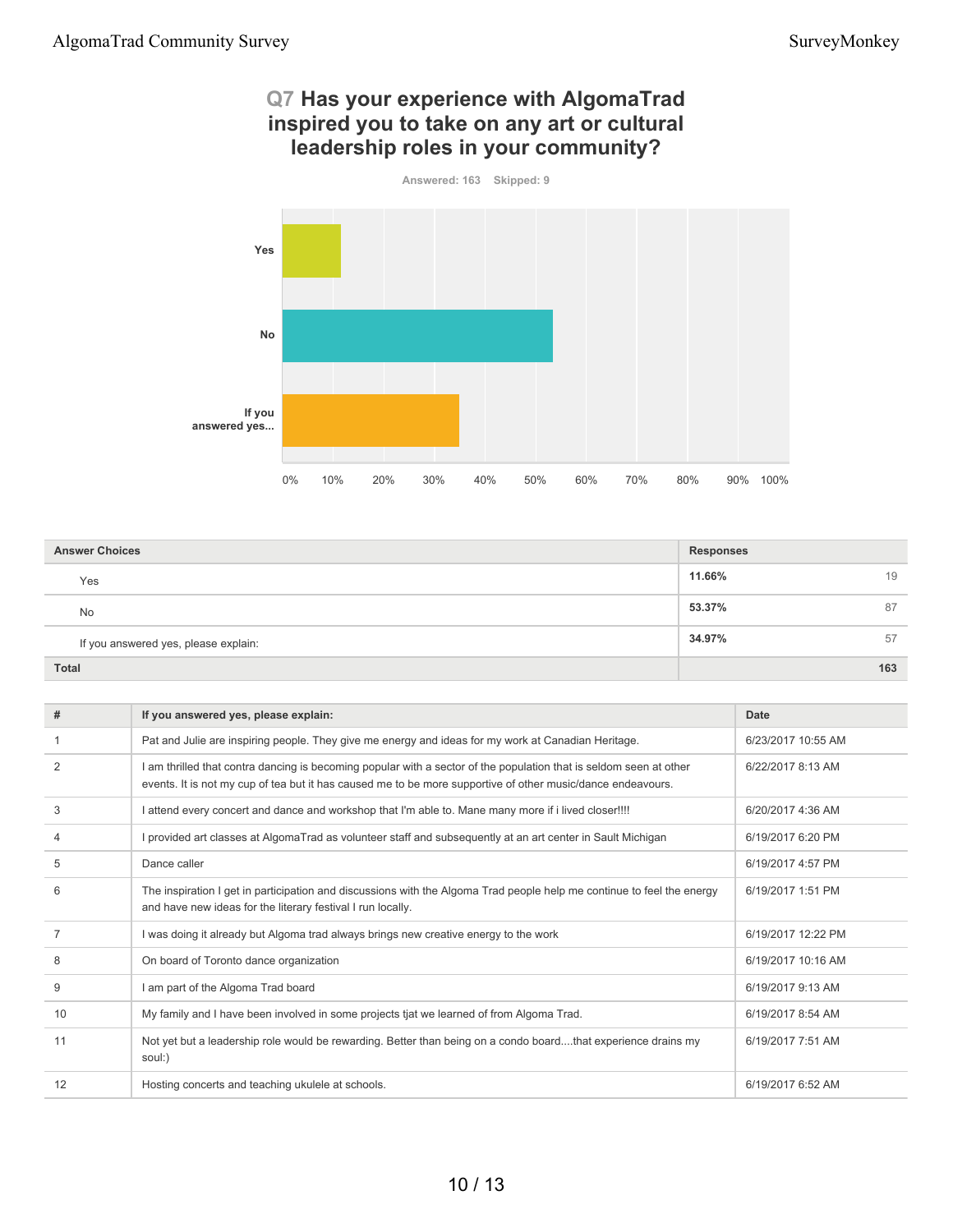## Q7 Has your experience with AlgomaTrad inspired you to take on any art or cultural leadership roles in your community?

Answered: 163 Skipped: 9

| Answer Choices | Responses | |
|---|---|---|
| Yes | 11.66% | 19 |
| No | 53.37% | 87 |
| If you answered yes, please explain: | 34.97% | 57 |
| Total | | 163 |

| # | If you answered yes, please explain: | Date |
|---|---|---|
| 1 | Pat and Julie are inspiring people. They give me energy and ideas for my work at Canadian Heritage. | 6/23/2017 10:55 AM |
| 2 | I am thrilled that contra dancing is becoming popular with a sector of the population that is seldom seen at other events. It is not my cup of tea but it has caused me to be more supportive of other music/dance endeavours. | 6/22/2017 8:13 AM |
| 3 | I attend every concert and dance and workshop that I'm able to. Mane many more if i lived closer!!!! | 6/20/2017 4:36 AM |
| 4 | I provided art classes at AlgomaTrad as volunteer staff and subsequently at an art center in Sault Michigan | 6/19/2017 6:20 PM |
| 5 | Dance caller | 6/19/2017 4:57 PM |
| 6 | The inspiration I get in participation and discussions with the Algoma Trad people help me continue to feel the energy and have new ideas for the literary festival I run locally. | 6/19/2017 1:51 PM |
| 7 | I was doing it already but Algoma trad always brings new creative energy to the work | 6/19/2017 12:22 PM |
| 8 | On board of Toronto dance organization | 6/19/2017 10:16 AM |
| 9 | I am part of the Algoma Trad board | 6/19/2017 9:13 AM |
| 10 | My family and I have been involved in some projects tjat we learned of from Algoma Trad. | 6/19/2017 8:54 AM |
| 11 | Not yet but a leadership role would be rewarding. Better than being on a condo board....that experience drains my soul:) | 6/19/2017 7:51 AM |
| 12 | Hosting concerts and teaching ukulele at schools. | 6/19/2017 6:52 AM |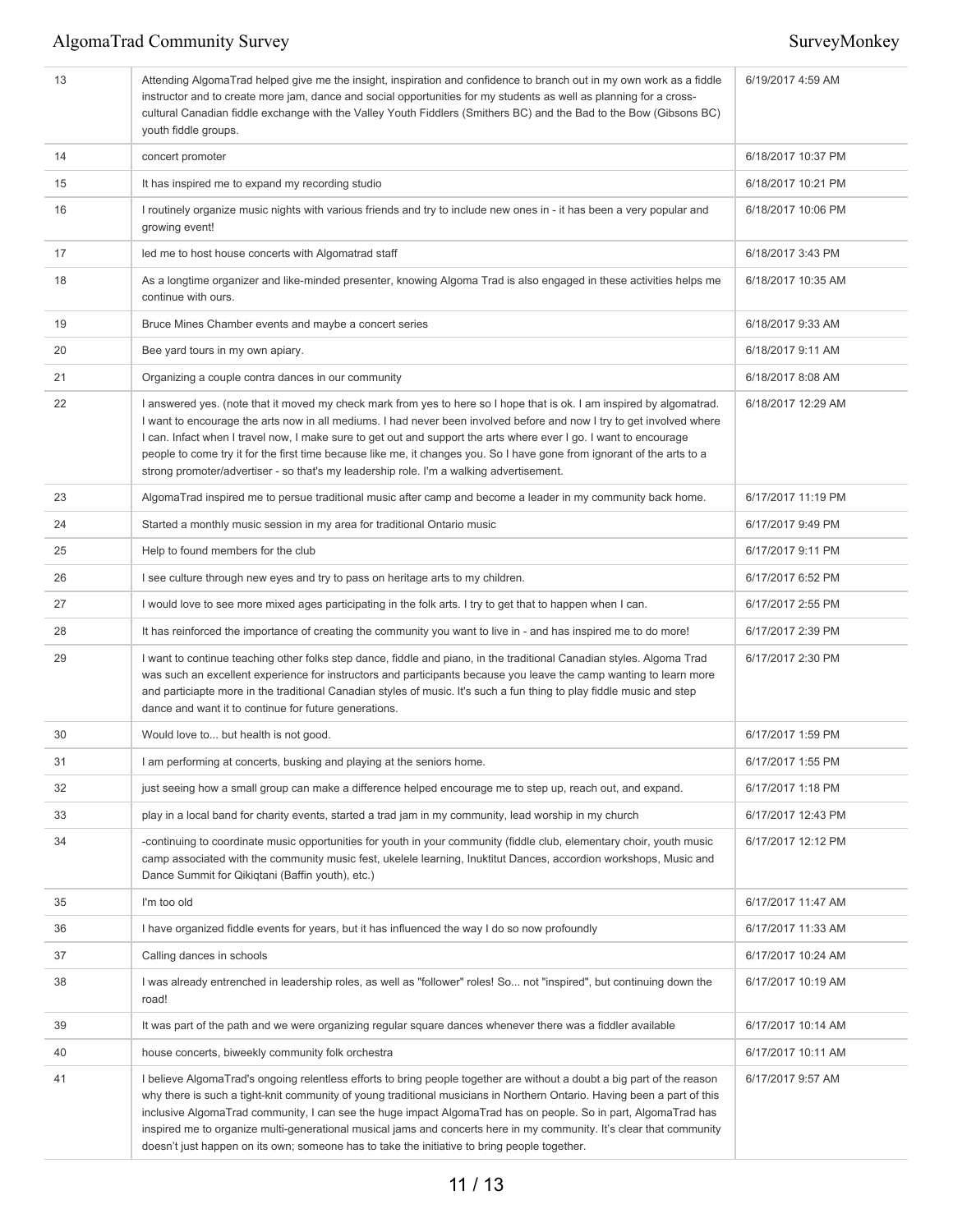| | | |
|---|---|---|
| 13 | Attending AlgomaTrad helped give me the insight, inspiration and confidence to branch out in my own work as a fiddle instructor and to create more jam, dance and social opportunities for my students as well as planning for a cross-cultural Canadian fiddle exchange with the Valley Youth Fiddlers (Smithers BC) and the Bad to the Bow (Gibsons BC) youth fiddle groups. | 6/19/2017 4:59 AM |
| 14 | concert promoter | 6/18/2017 10:37 PM |
| 15 | It has inspired me to expand my recording studio | 6/18/2017 10:21 PM |
| 16 | I routinely organize music nights with various friends and try to include new ones in - it has been a very popular and growing event! | 6/18/2017 10:06 PM |
| 17 | led me to host house concerts with Algomatrad staff | 6/18/2017 3:43 PM |
| 18 | As a longtime organizer and like-minded presenter, knowing Algoma Trad is also engaged in these activities helps me continue with ours. | 6/18/2017 10:35 AM |
| 19 | Bruce Mines Chamber events and maybe a concert series | 6/18/2017 9:33 AM |
| 20 | Bee yard tours in my own apiary. | 6/18/2017 9:11 AM |
| 21 | Organizing a couple contra dances in our community | 6/18/2017 8:08 AM |
| 22 | I answered yes. (note that it moved my check mark from yes to here so I hope that is ok. I am inspired by algomatrad. I want to encourage the arts now in all mediums. I had never been involved before and now I try to get involved where I can. Infact when I travel now, I make sure to get out and support the arts where ever I go. I want to encourage people to come try it for the first time because like me, it changes you. So I have gone from ignorant of the arts to a strong promoter/advertiser - so that's my leadership role. I'm a walking advertisement. | 6/18/2017 12:29 AM |
| 23 | AlgomaTrad inspired me to persue traditional music after camp and become a leader in my community back home. | 6/17/2017 11:19 PM |
| 24 | Started a monthly music session in my area for traditional Ontario music | 6/17/2017 9:49 PM |
| 25 | Help to found members for the club | 6/17/2017 9:11 PM |
| 26 | I see culture through new eyes and try to pass on heritage arts to my children. | 6/17/2017 6:52 PM |
| 27 | I would love to see more mixed ages participating in the folk arts. I try to get that to happen when I can. | 6/17/2017 2:55 PM |
| 28 | It has reinforced the importance of creating the community you want to live in - and has inspired me to do more! | 6/17/2017 2:39 PM |
| 29 | I want to continue teaching other folks step dance, fiddle and piano, in the traditional Canadian styles. Algoma Trad was such an excellent experience for instructors and participants because you leave the camp wanting to learn more and particiapte more in the traditional Canadian styles of music. It's such a fun thing to play fiddle music and step dance and want it to continue for future generations. | 6/17/2017 2:30 PM |
| 30 | Would love to... but health is not good. | 6/17/2017 1:59 PM |
| 31 | I am performing at concerts, busking and playing at the seniors home. | 6/17/2017 1:55 PM |
| 32 | just seeing how a small group can make a difference helped encourage me to step up, reach out, and expand. | 6/17/2017 1:18 PM |
| 33 | play in a local band for charity events, started a trad jam in my community, lead worship in my church | 6/17/2017 12:43 PM |
| 34 | -continuing to coordinate music opportunities for youth in your community (fiddle club, elementary choir, youth music camp associated with the community music fest, ukelele learning, Inuktitut Dances, accordion workshops, Music and Dance Summit for Qikiqtani (Baffin youth), etc.) | 6/17/2017 12:12 PM |
| 35 | I'm too old | 6/17/2017 11:47 AM |
| 36 | I have organized fiddle events for years, but it has influenced the way I do so now profoundly | 6/17/2017 11:33 AM |
| 37 | Calling dances in schools | 6/17/2017 10:24 AM |
| 38 | I was already entrenched in leadership roles, as well as "follower" roles! So... not "inspired", but continuing down the road! | 6/17/2017 10:19 AM |
| 39 | It was part of the path and we were organizing regular square dances whenever there was a fiddler available | 6/17/2017 10:14 AM |
| 40 | house concerts, biweekly community folk orchestra | 6/17/2017 10:11 AM |
| 41 | I believe AlgomaTrad's ongoing relentless efforts to bring people together are without a doubt a big part of the reason why there is such a tight-knit community of young traditional musicians in Northern Ontario. Having been a part of this inclusive AlgomaTrad community, I can see the huge impact AlgomaTrad has on people. So in part, AlgomaTrad has inspired me to organize multi-generational musical jams and concerts here in my community. It's clear that community doesn't just happen on its own; someone has to take the initiative to bring people together. | 6/17/2017 9:57 AM |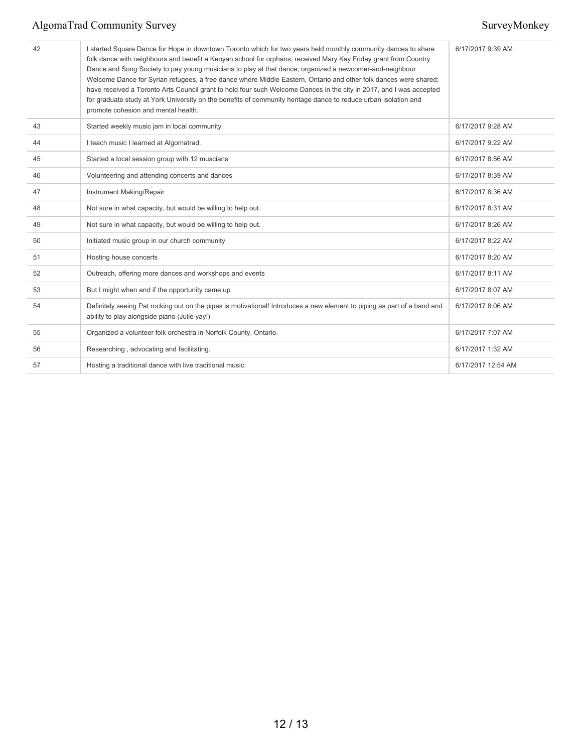| | | |
|---|---|---|
| 42 | I started Square Dance for Hope in downtown Toronto which for two years held monthly community dances to share folk dance with neighbours and benefit a Kenyan school for orphans; received Mary Kay Friday grant from Country Dance and Song Society to pay young musicians to play at that dance; organized a newcomer-and-neighbour Welcome Dance for Syrian refugees, a free dance where Middle Eastern, Ontario and other folk dances were shared; have received a Toronto Arts Council grant to hold four such Welcome Dances in the city in 2017, and I was accepted for graduate study at York University on the benefits of community heritage dance to reduce urban isolation and promote cohesion and mental health. | 6/17/2017 9:39 AM |
| 43 | Started weekly music jam in local community | 6/17/2017 9:28 AM |
| 44 | I teach music I learned at Algomatrad. | 6/17/2017 9:22 AM |
| 45 | Started a local session group with 12 muscians | 6/17/2017 8:56 AM |
| 46 | Volunteering and attending concerts and dances | 6/17/2017 8:39 AM |
| 47 | Instrument Making/Repair | 6/17/2017 8:36 AM |
| 48 | Not sure in what capacity, but would be willing to help out. | 6/17/2017 8:31 AM |
| 49 | Not sure in what capacity, but would be willing to help out. | 6/17/2017 8:26 AM |
| 50 | Initiated music group in our church community | 6/17/2017 8:22 AM |
| 51 | Hosting house concerts | 6/17/2017 8:20 AM |
| 52 | Outreach, offering more dances and workshops and events | 6/17/2017 8:11 AM |
| 53 | But I might when and if the opportunity came up | 6/17/2017 8:07 AM |
| 54 | Definitely seeing Pat rocking out on the pipes is motivational! Introduces a new element to piping as part of a band and ability to play alongside piano (Julie yay!) | 6/17/2017 8:06 AM |
| 55 | Organized a volunteer folk orchestra in Norfolk County, Ontario. | 6/17/2017 7:07 AM |
| 56 | Researching , advocating and facilitating. | 6/17/2017 1:32 AM |
| 57 | Hosting a traditional dance with live traditional music. | 6/17/2017 12:54 AM |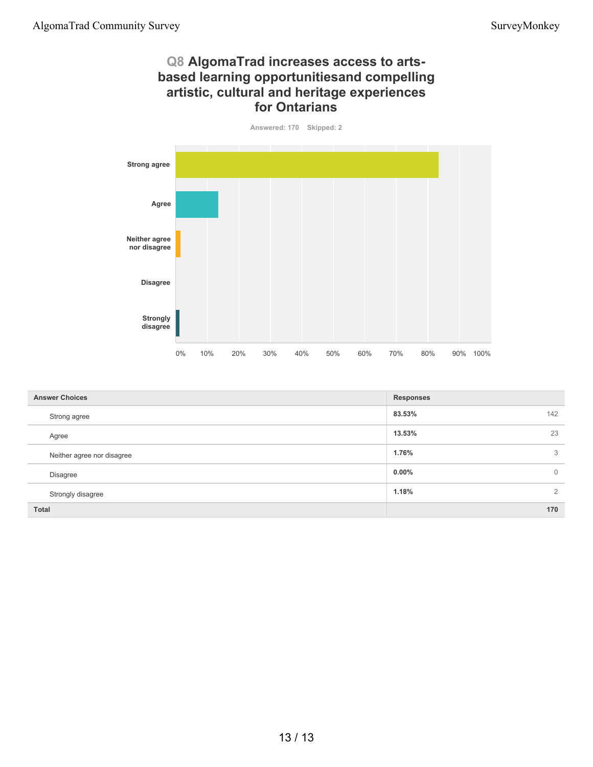## Q8 AlgomaTrad increases access to arts-based learning opportunitiesand compelling artistic, cultural and heritage experiences for Ontarians

Answered: 170 Skipped: 2

Strong agree

Agree

Neither agree nor disagree

Disagree

Strongly disagree

0% 10% 20% 30% 40% 50% 60% 70% 80% 90% 100%

| Answer Choices | Responses | |
|---|---|---|
| Strong agree | 83.53% | 142 |
| Agree | 13.53% | 23 |
| Neither agree nor disagree | 1.76% | 3 |
| Disagree | 0.00% | 0 |
| Strongly disagree | 1.18% | 2 |
| Total | | 170 |